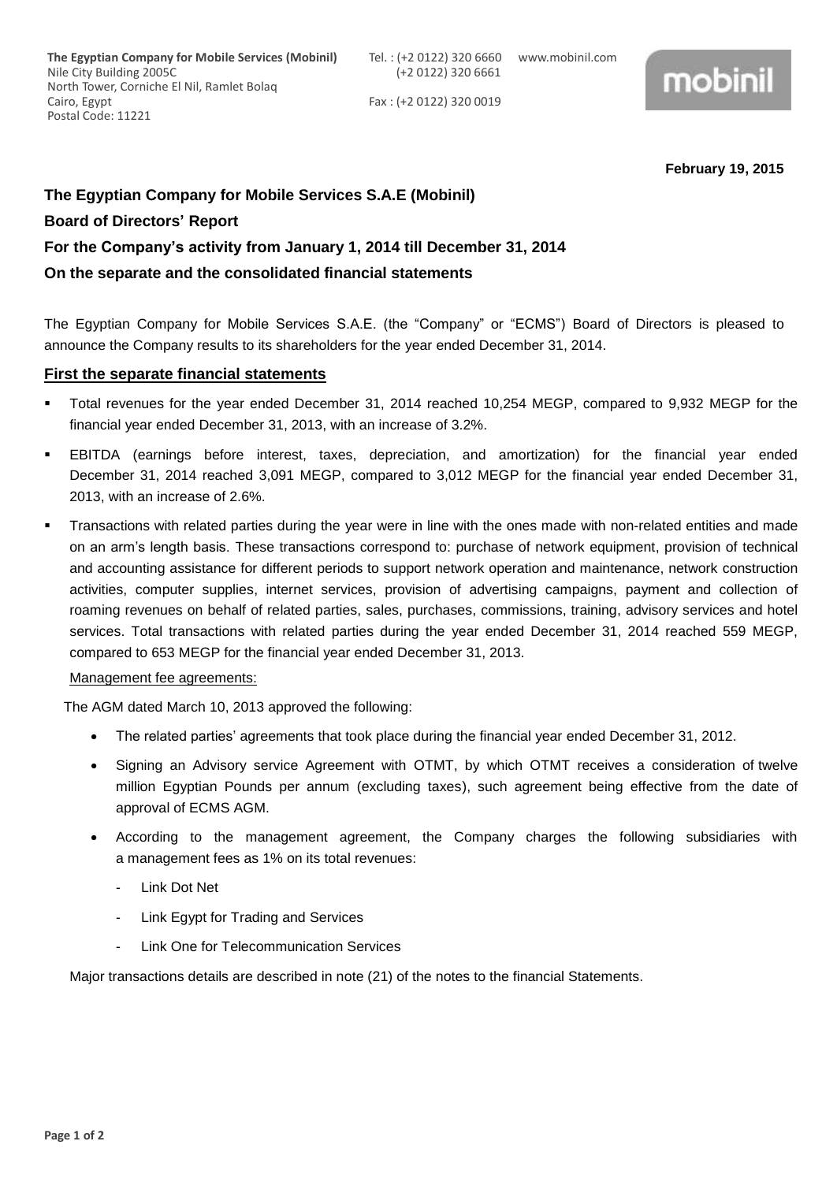**The Egyptian Company for Mobile Services (Mobinil)**
Nile City Building 2005C
North Tower, Corniche El Nil, Ramlet Bolaq
Cairo, Egypt
Postal Code: 11221

Tel. : (+2 0122) 320 6660
(+2 0122) 320 6661

Fax : (+2 0122) 320 0019

www.mobinil.com

mobinil

**February 19, 2015**

## The Egyptian Company for Mobile Services S.A.E (Mobinil)

## Board of Directors' Report

## For the Company's activity from January 1, 2014 till December 31, 2014

## On the separate and the consolidated financial statements

The Egyptian Company for Mobile Services S.A.E. (the "Company" or "ECMS") Board of Directors is pleased to announce the Company results to its shareholders for the year ended December 31, 2014.

### First the separate financial statements

- Total revenues for the year ended December 31, 2014 reached 10,254 MEGP, compared to 9,932 MEGP for the financial year ended December 31, 2013, with an increase of 3.2%.
- EBITDA (earnings before interest, taxes, depreciation, and amortization) for the financial year ended December 31, 2014 reached 3,091 MEGP, compared to 3,012 MEGP for the financial year ended December 31, 2013, with an increase of 2.6%.
- Transactions with related parties during the year were in line with the ones made with non-related entities and made on an arm's length basis. These transactions correspond to: purchase of network equipment, provision of technical and accounting assistance for different periods to support network operation and maintenance, network construction activities, computer supplies, internet services, provision of advertising campaigns, payment and collection of roaming revenues on behalf of related parties, sales, purchases, commissions, training, advisory services and hotel services. Total transactions with related parties during the year ended December 31, 2014 reached 559 MEGP, compared to 653 MEGP for the financial year ended December 31, 2013.

  Management fee agreements:

  The AGM dated March 10, 2013 approved the following:

  - The related parties' agreements that took place during the financial year ended December 31, 2012.
  - Signing an Advisory service Agreement with OTMT, by which OTMT receives a consideration of twelve million Egyptian Pounds per annum (excluding taxes), such agreement being effective from the date of approval of ECMS AGM.
  - According to the management agreement, the Company charges the following subsidiaries with a management fees as 1% on its total revenues:
    - Link Dot Net
    - Link Egypt for Trading and Services
    - Link One for Telecommunication Services

  Major transactions details are described in note (21) of the notes to the financial Statements.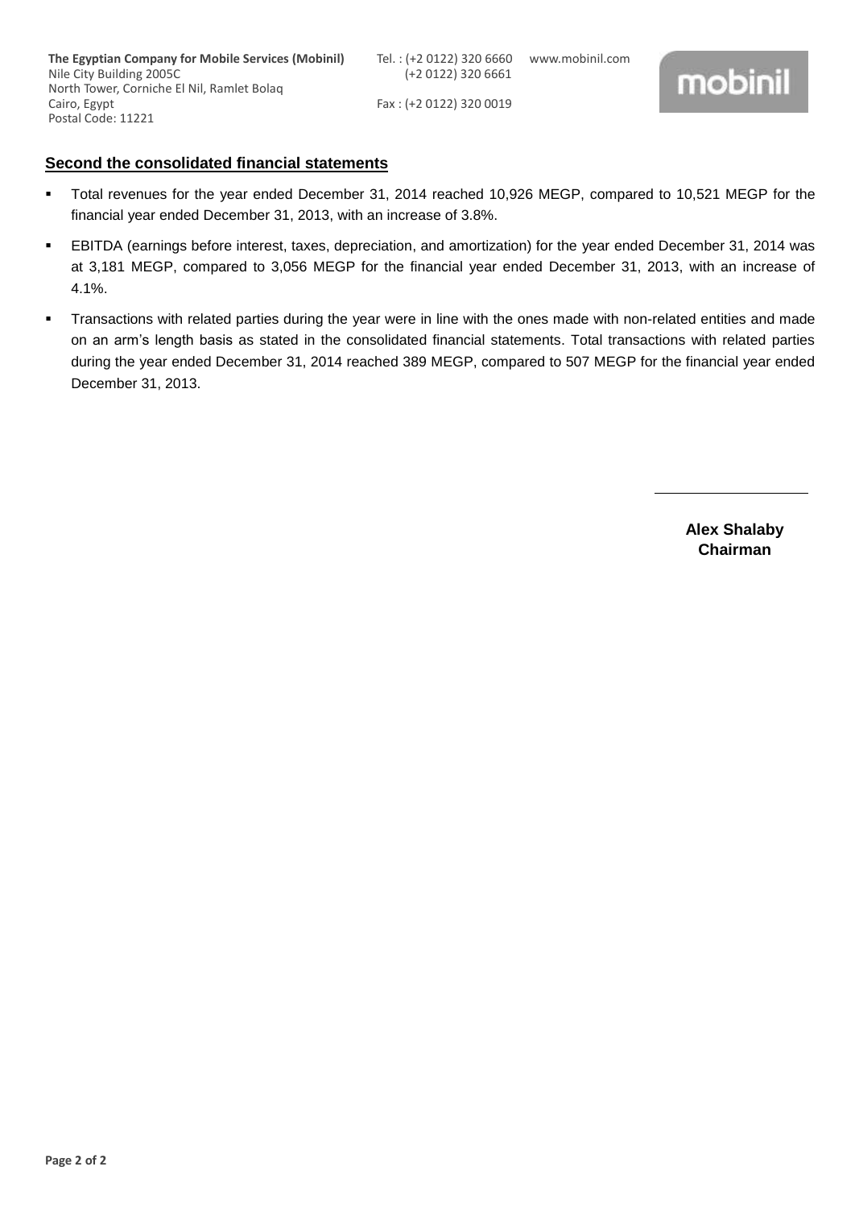**The Egyptian Company for Mobile Services (Mobinil)**
Nile City Building 2005C
North Tower, Corniche El Nil, Ramlet Bolaq
Cairo, Egypt
Postal Code: 11221

Tel. : (+2 0122) 320 6660
(+2 0122) 320 6661

Fax : (+2 0122) 320 0019

www.mobinil.com

mobinil

## Second the consolidated financial statements

- Total revenues for the year ended December 31, 2014 reached 10,926 MEGP, compared to 10,521 MEGP for the financial year ended December 31, 2013, with an increase of 3.8%.
- EBITDA (earnings before interest, taxes, depreciation, and amortization) for the year ended December 31, 2014 was at 3,181 MEGP, compared to 3,056 MEGP for the financial year ended December 31, 2013, with an increase of 4.1%.
- Transactions with related parties during the year were in line with the ones made with non-related entities and made on an arm's length basis as stated in the consolidated financial statements. Total transactions with related parties during the year ended December 31, 2014 reached 389 MEGP, compared to 507 MEGP for the financial year ended December 31, 2013.

**Alex Shalaby**
**Chairman**